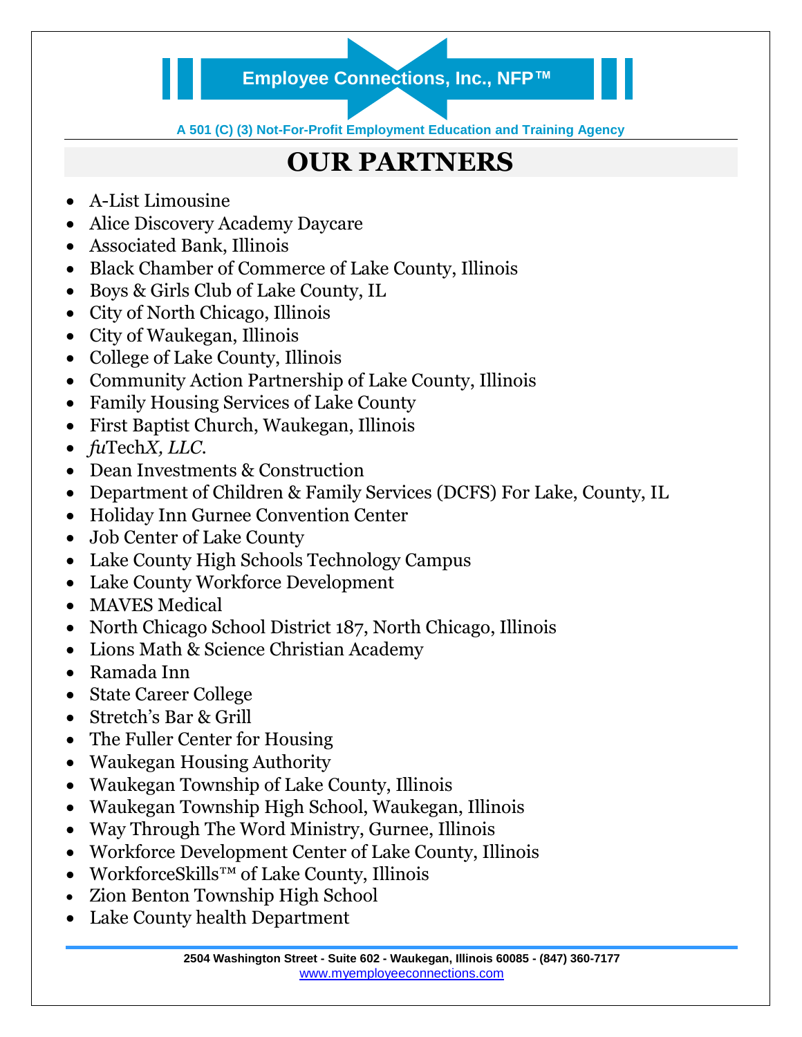**Employee Connections, Inc., NFP™**

A 501 (C) (3) Not-For-Profit Employment Education and Training Agency

# OUR PARTNERS

- A-List Limousine
- Alice Discovery Academy Daycare
- Associated Bank, Illinois
- Black Chamber of Commerce of Lake County, Illinois
- Boys & Girls Club of Lake County, IL
- City of North Chicago, Illinois
- City of Waukegan, Illinois
- College of Lake County, Illinois
- Community Action Partnership of Lake County, Illinois
- Family Housing Services of Lake County
- First Baptist Church, Waukegan, Illinois
- *fu*Tech*X, LLC.*
- Dean Investments & Construction
- Department of Children & Family Services (DCFS) For Lake, County, IL
- Holiday Inn Gurnee Convention Center
- Job Center of Lake County
- Lake County High Schools Technology Campus
- Lake County Workforce Development
- MAVES Medical
- North Chicago School District 187, North Chicago, Illinois
- Lions Math & Science Christian Academy
- Ramada Inn
- State Career College
- Stretch's Bar & Grill
- The Fuller Center for Housing
- Waukegan Housing Authority
- Waukegan Township of Lake County, Illinois
- Waukegan Township High School, Waukegan, Illinois
- Way Through The Word Ministry, Gurnee, Illinois
- Workforce Development Center of Lake County, Illinois
- WorkforceSkills™ of Lake County, Illinois
- Zion Benton Township High School
- Lake County health Department

**2504 Washington Street - Suite 602 - Waukegan, Illinois 60085 - (847) 360-7177**
www.myemployeeconnections.com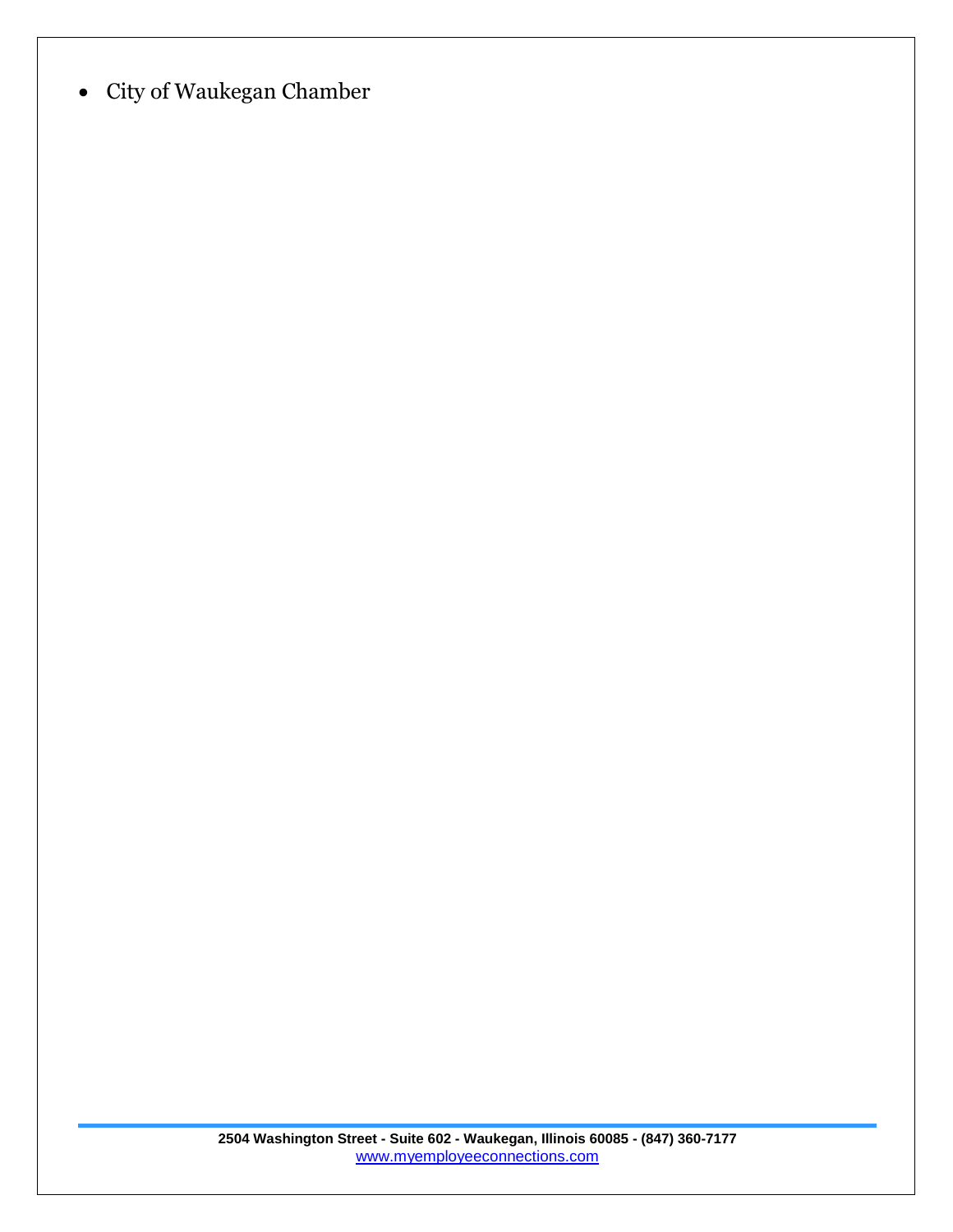- City of Waukegan Chamber